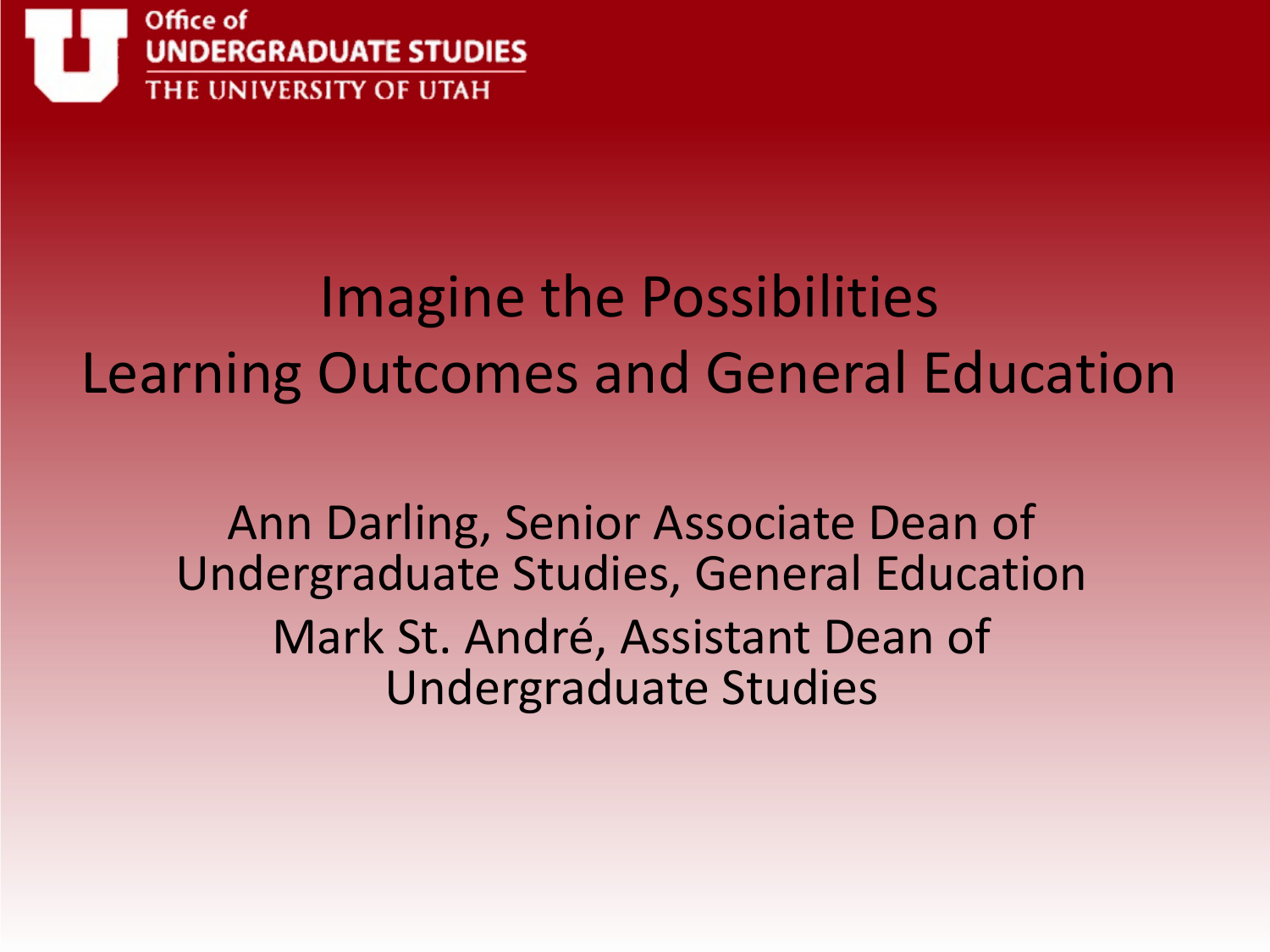Office of
UNDERGRADUATE STUDIES
THE UNIVERSITY OF UTAH

# Imagine the Possibilities
# Learning Outcomes and General Education

Ann Darling, Senior Associate Dean of Undergraduate Studies, General Education

Mark St. André, Assistant Dean of Undergraduate Studies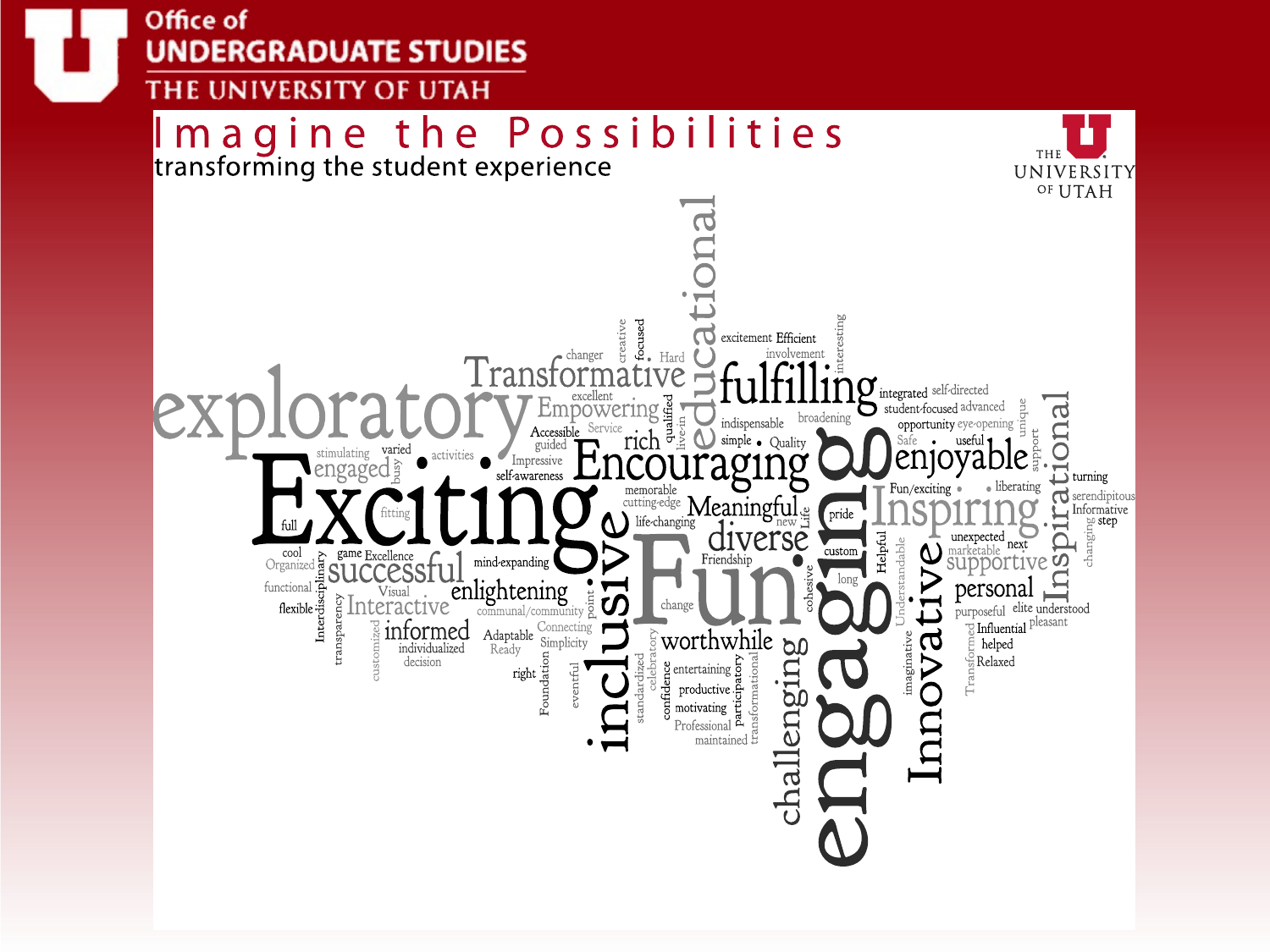Office of
UNDERGRADUATE STUDIES
THE UNIVERSITY OF UTAH

# Imagine the Possibilities

transforming the student experience

THE UNIVERSITY OF UTAH

exploratory Transformative educational fulfilling Exciting engaged Empowering Encouraging enjoyable Inspirational Inspiring Fun engaging inclusive diverse Meaningful successful Interactive enlightening informed Innovative personal supportive worthwhile challenging rich changer creative focused Hard excitement Efficient involvement interesting integrated self-directed student-focused advanced opportunity eye-opening Safe useful unique support indispensable broadening simple Quality excellent Accessible Service qualified live-in guided stimulating varied activities Impressive self-awareness busy fitting full memorable cutting-edge life-changing new Life pride turning Fun/exciting liberating serendipitous Informative step changing unexpected next marketable custom long Helpful Understandable cool game Excellence Organized mind-expanding Friendship functional Visual flexible Interdisciplinary transparency communal/community point change cohesive purposeful elite understood pleasant Influential helped Relaxed Transformed imaginative customized individualized decision Adaptable Ready Connecting Simplicity right Foundation eventful standardized celebratory confidence entertaining productive motivating Professional maintained participatory transformational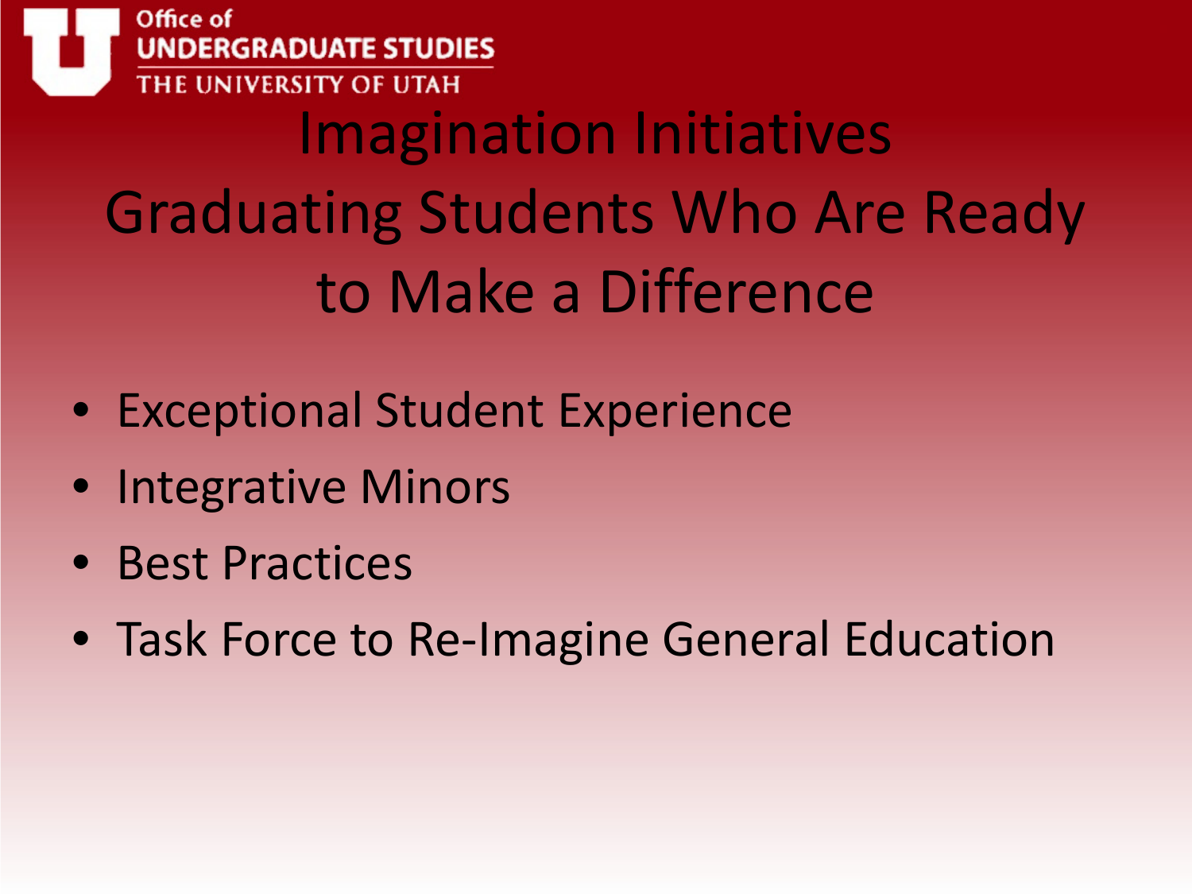# Imagination Initiatives Graduating Students Who Are Ready to Make a Difference

- Exceptional Student Experience
- Integrative Minors
- Best Practices
- Task Force to Re-Imagine General Education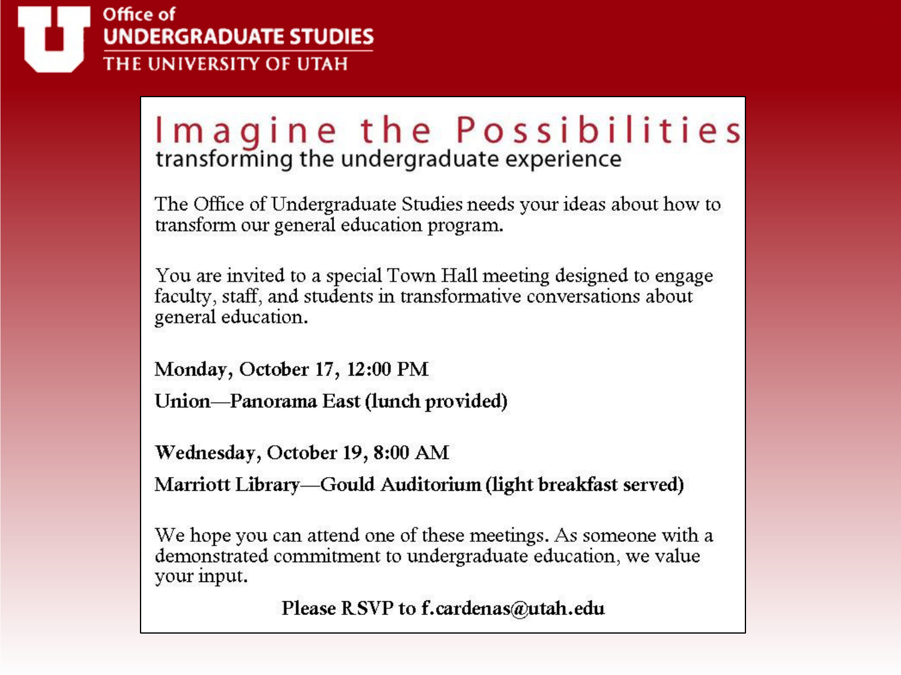Office of
UNDERGRADUATE STUDIES
THE UNIVERSITY OF UTAH

# Imagine the Possibilities

## transforming the undergraduate experience

The Office of Undergraduate Studies needs your ideas about how to transform our general education program.

You are invited to a special Town Hall meeting designed to engage faculty, staff, and students in transformative conversations about general education.

**Monday, October 17, 12:00 PM**

**Union—Panorama East (lunch provided)**

**Wednesday, October 19, 8:00 AM**

**Marriott Library—Gould Auditorium (light breakfast served)**

We hope you can attend one of these meetings. As someone with a demonstrated commitment to undergraduate education, we value your input.

**Please RSVP to f.cardenas@utah.edu**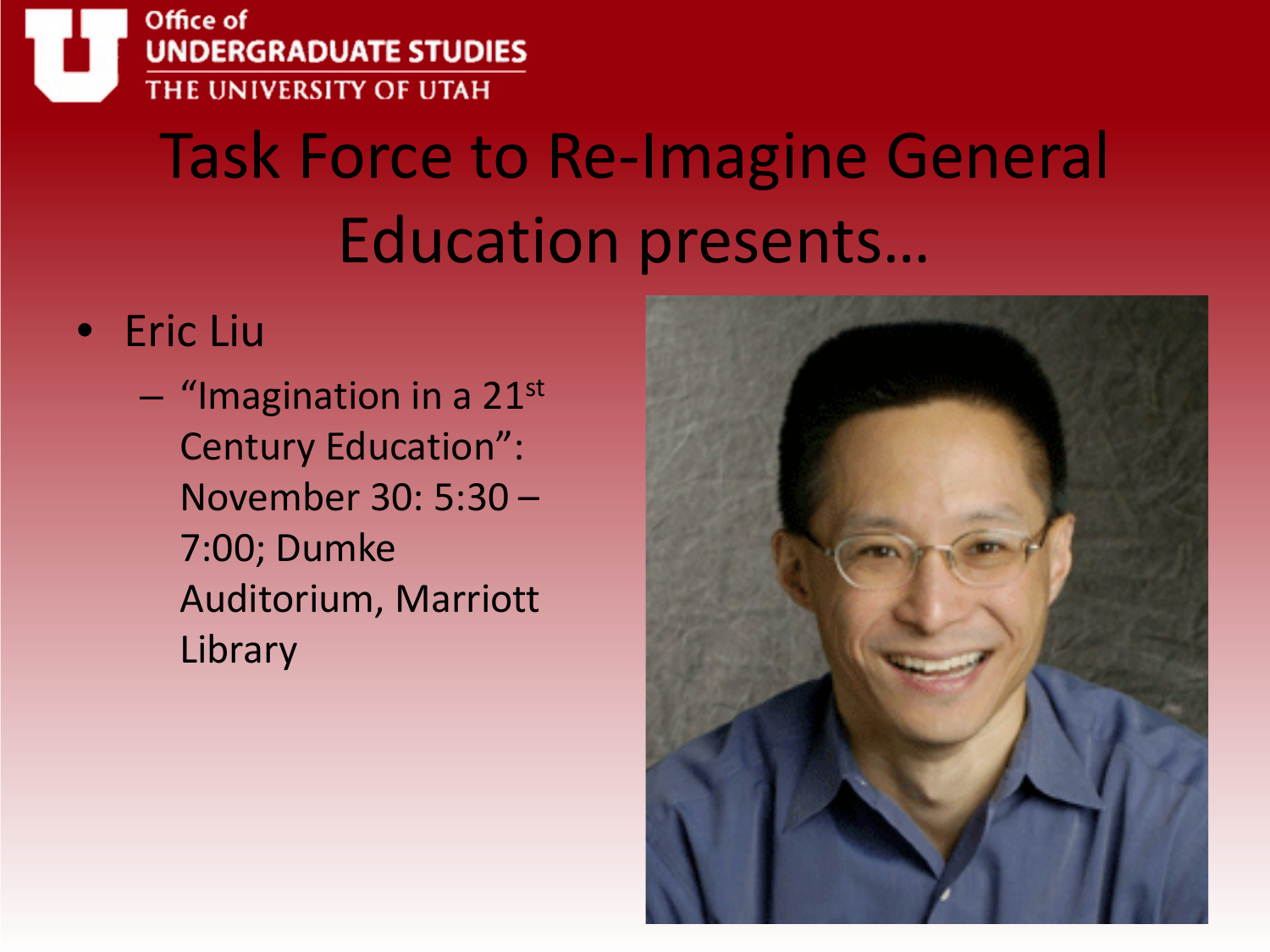Office of
UNDERGRADUATE STUDIES
THE UNIVERSITY OF UTAH

# Task Force to Re-Imagine General Education presents…

- Eric Liu
  - "Imagination in a 21st Century Education": November 30: 5:30 – 7:00; Dumke Auditorium, Marriott Library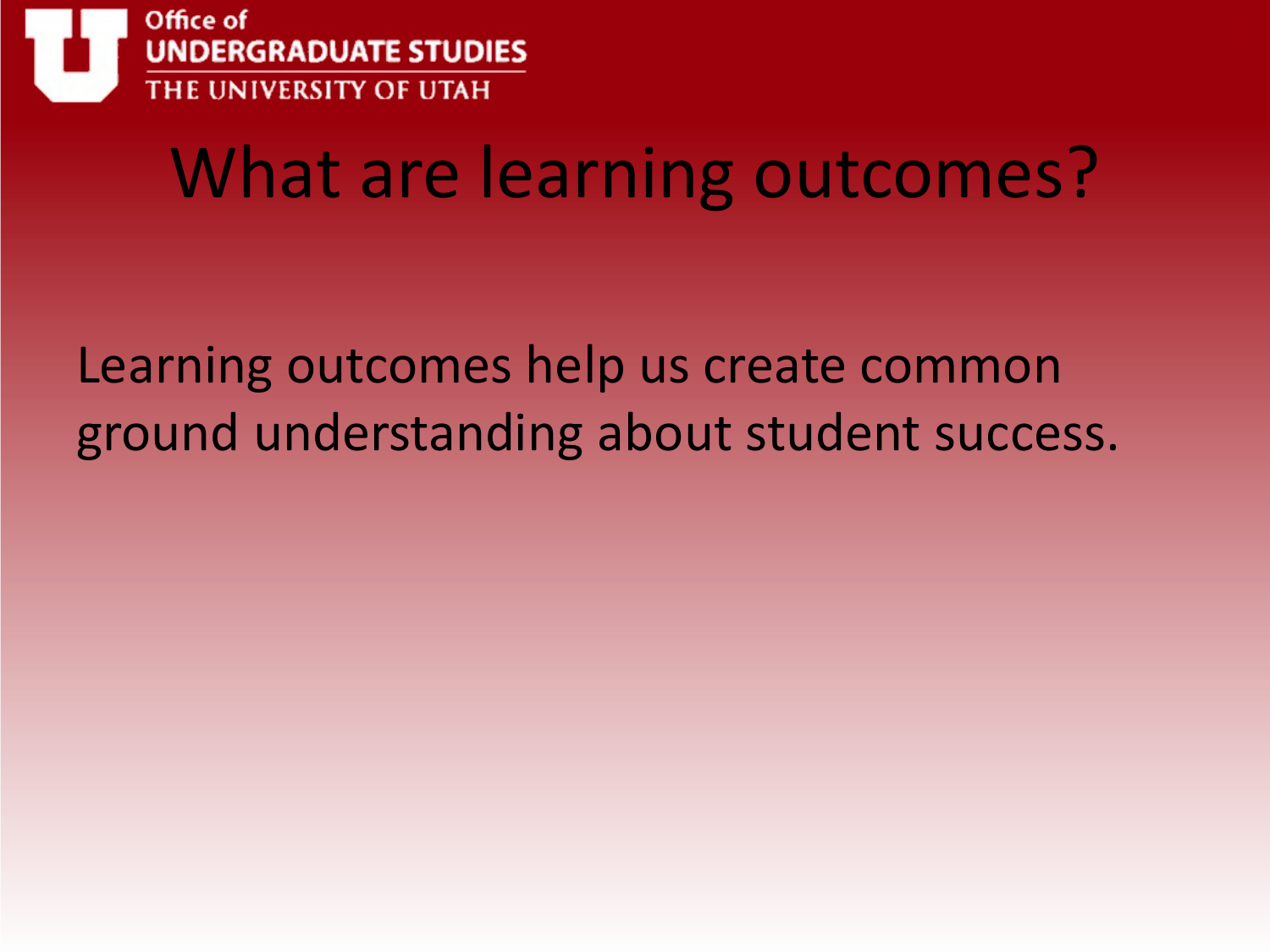# What are learning outcomes?

Learning outcomes help us create common ground understanding about student success.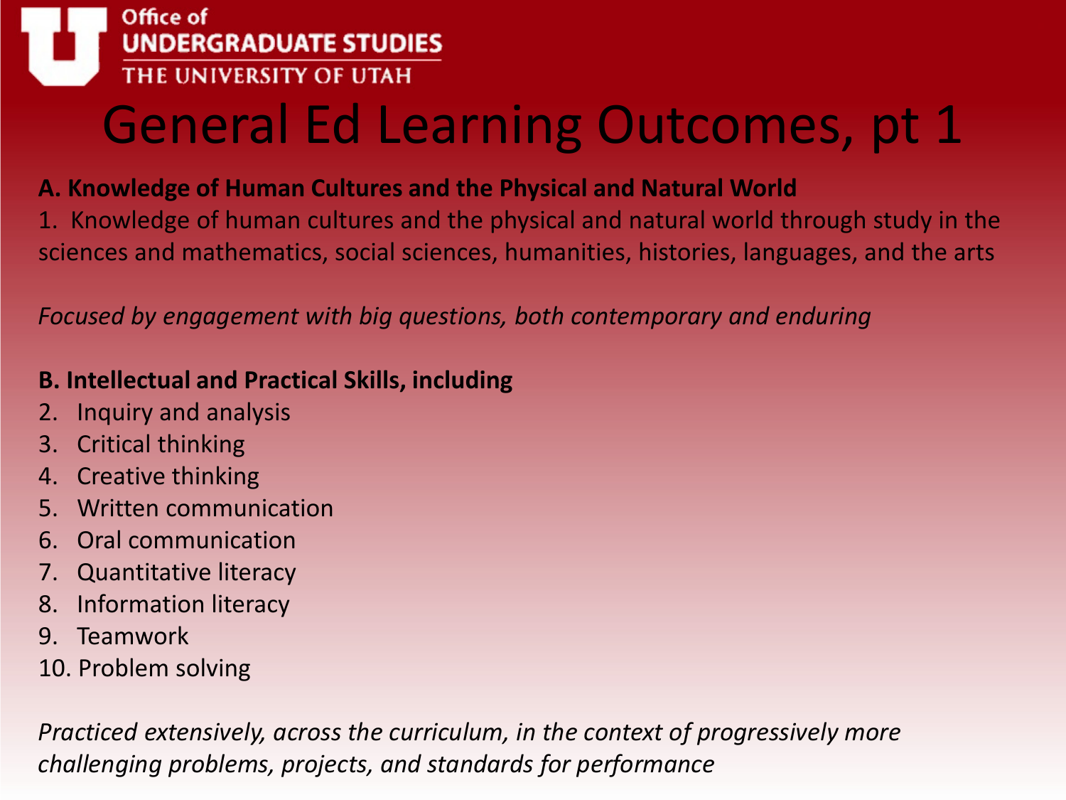Office of
UNDERGRADUATE STUDIES
THE UNIVERSITY OF UTAH

# General Ed Learning Outcomes, pt 1

**A. Knowledge of Human Cultures and the Physical and Natural World**

1. Knowledge of human cultures and the physical and natural world through study in the sciences and mathematics, social sciences, humanities, histories, languages, and the arts

*Focused by engagement with big questions, both contemporary and enduring*

**B. Intellectual and Practical Skills, including**

2. Inquiry and analysis
3. Critical thinking
4. Creative thinking
5. Written communication
6. Oral communication
7. Quantitative literacy
8. Information literacy
9. Teamwork
10. Problem solving

*Practiced extensively, across the curriculum, in the context of progressively more challenging problems, projects, and standards for performance*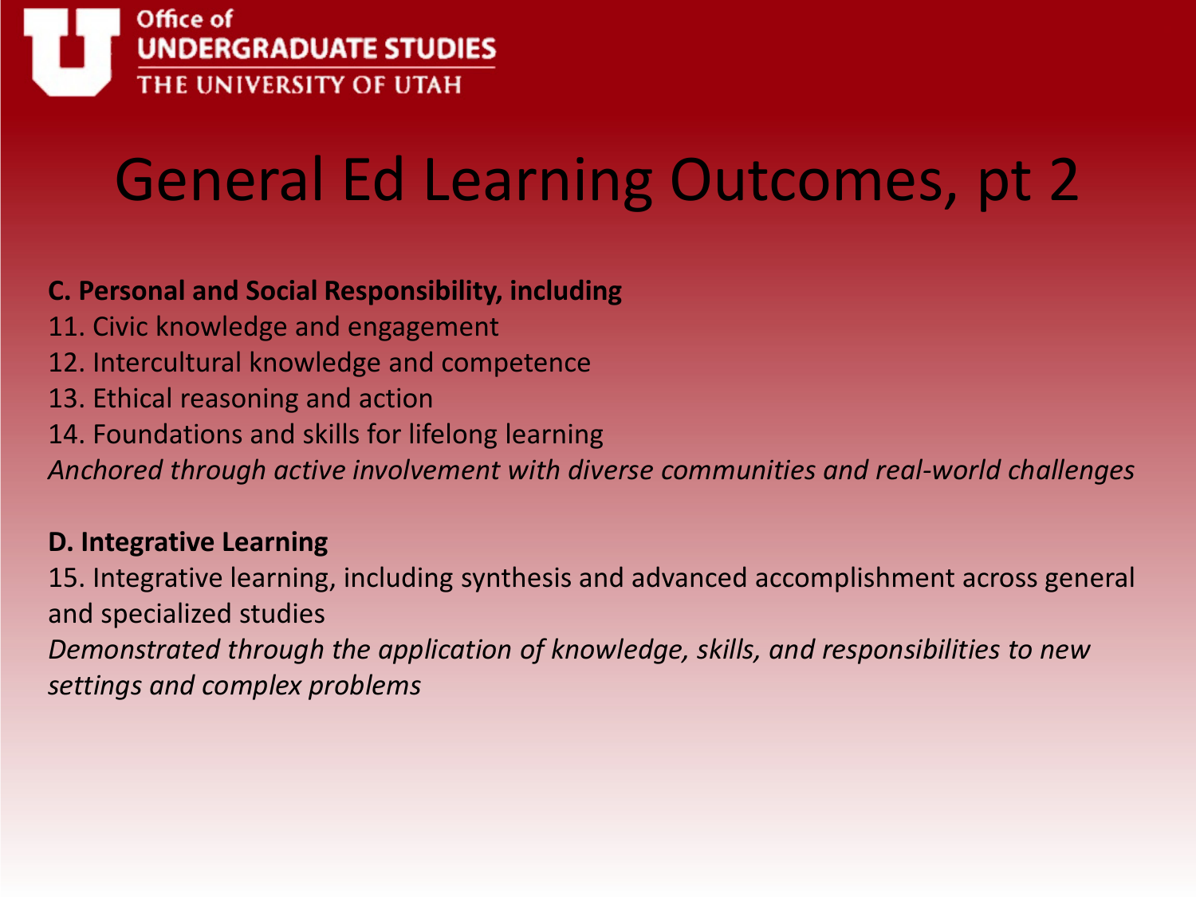# General Ed Learning Outcomes, pt 2

**C. Personal and Social Responsibility, including**

11. Civic knowledge and engagement
12. Intercultural knowledge and competence
13. Ethical reasoning and action
14. Foundations and skills for lifelong learning

*Anchored through active involvement with diverse communities and real-world challenges*

**D. Integrative Learning**

15. Integrative learning, including synthesis and advanced accomplishment across general and specialized studies

*Demonstrated through the application of knowledge, skills, and responsibilities to new settings and complex problems*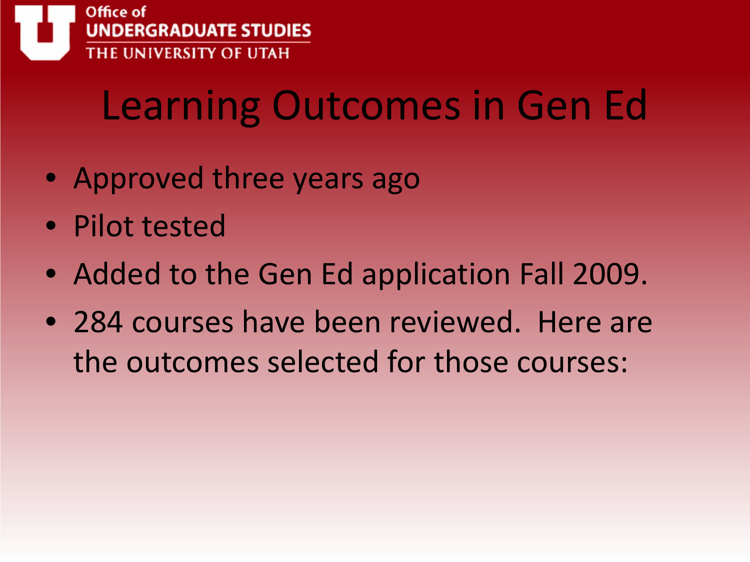# Learning Outcomes in Gen Ed

- Approved three years ago
- Pilot tested
- Added to the Gen Ed application Fall 2009.
- 284 courses have been reviewed. Here are the outcomes selected for those courses: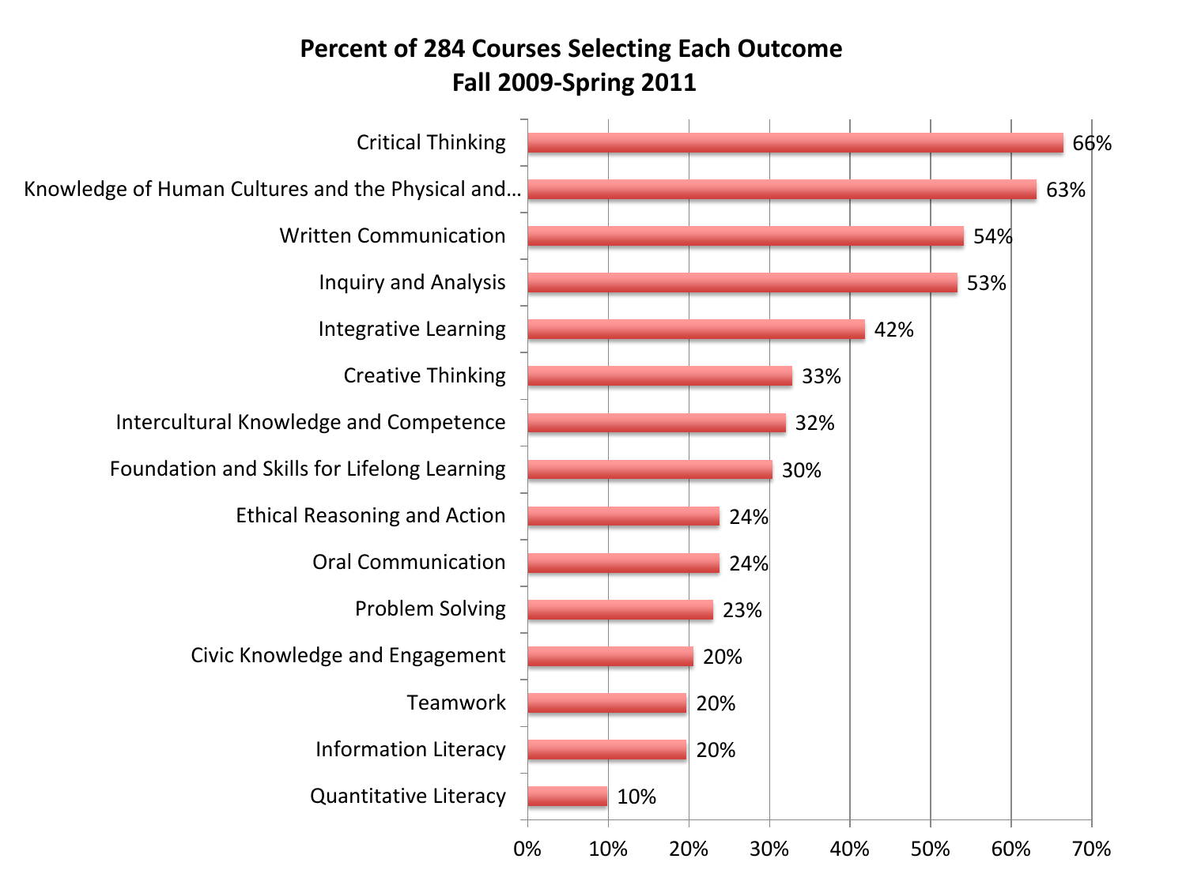**Percent of 284 Courses Selecting Each Outcome**
**Fall 2009-Spring 2011**

| Outcome | Percent |
| --- | --- |
| Critical Thinking | 66% |
| Knowledge of Human Cultures and the Physical and… | 63% |
| Written Communication | 54% |
| Inquiry and Analysis | 53% |
| Integrative Learning | 42% |
| Creative Thinking | 33% |
| Intercultural Knowledge and Competence | 32% |
| Foundation and Skills for Lifelong Learning | 30% |
| Ethical Reasoning and Action | 24% |
| Oral Communication | 24% |
| Problem Solving | 23% |
| Civic Knowledge and Engagement | 20% |
| Teamwork | 20% |
| Information Literacy | 20% |
| Quantitative Literacy | 10% |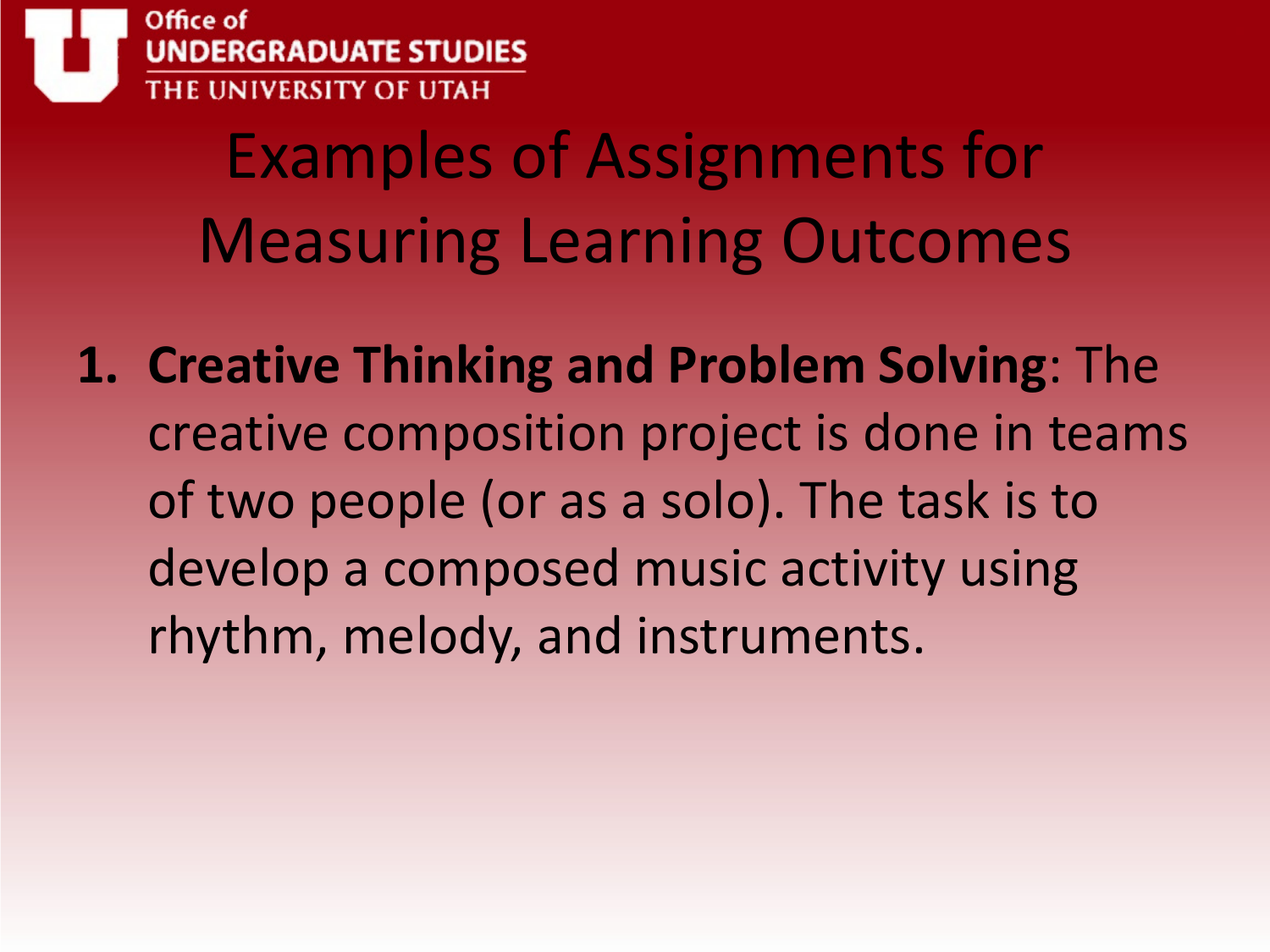# Examples of Assignments for Measuring Learning Outcomes

1. **Creative Thinking and Problem Solving**: The creative composition project is done in teams of two people (or as a solo). The task is to develop a composed music activity using rhythm, melody, and instruments.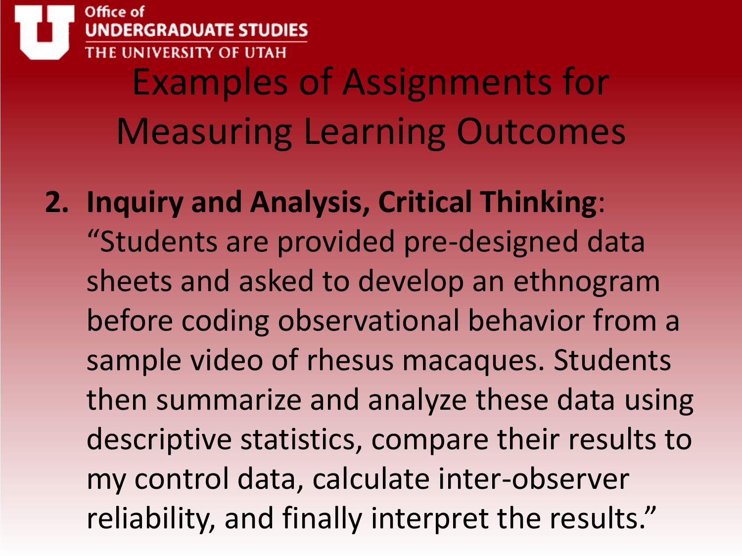# Examples of Assignments for Measuring Learning Outcomes

2. **Inquiry and Analysis, Critical Thinking**: "Students are provided pre-designed data sheets and asked to develop an ethnogram before coding observational behavior from a sample video of rhesus macaques. Students then summarize and analyze these data using descriptive statistics, compare their results to my control data, calculate inter-observer reliability, and finally interpret the results."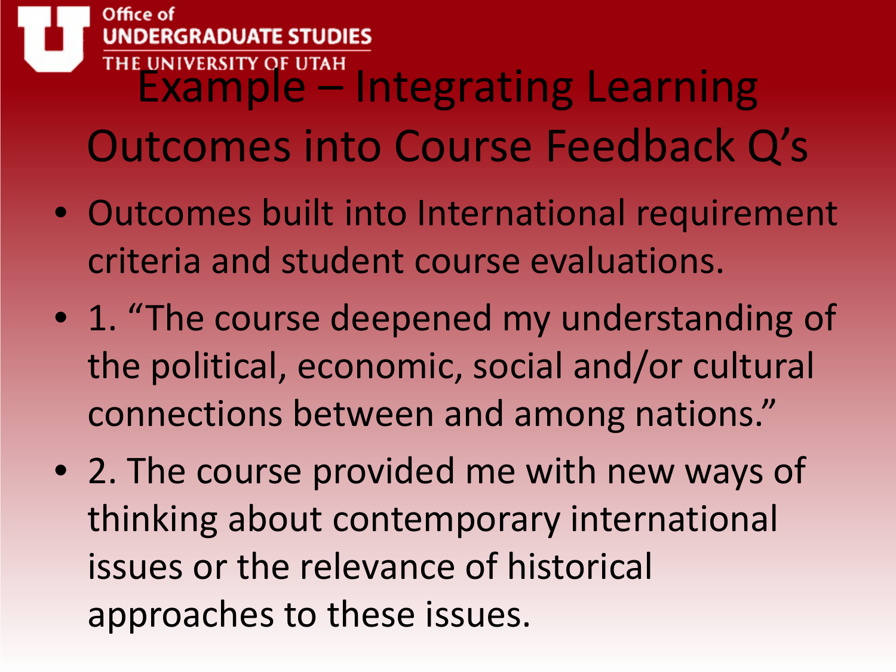# Example – Integrating Learning Outcomes into Course Feedback Q's

- Outcomes built into International requirement criteria and student course evaluations.
- 1. "The course deepened my understanding of the political, economic, social and/or cultural connections between and among nations."
- 2. The course provided me with new ways of thinking about contemporary international issues or the relevance of historical approaches to these issues.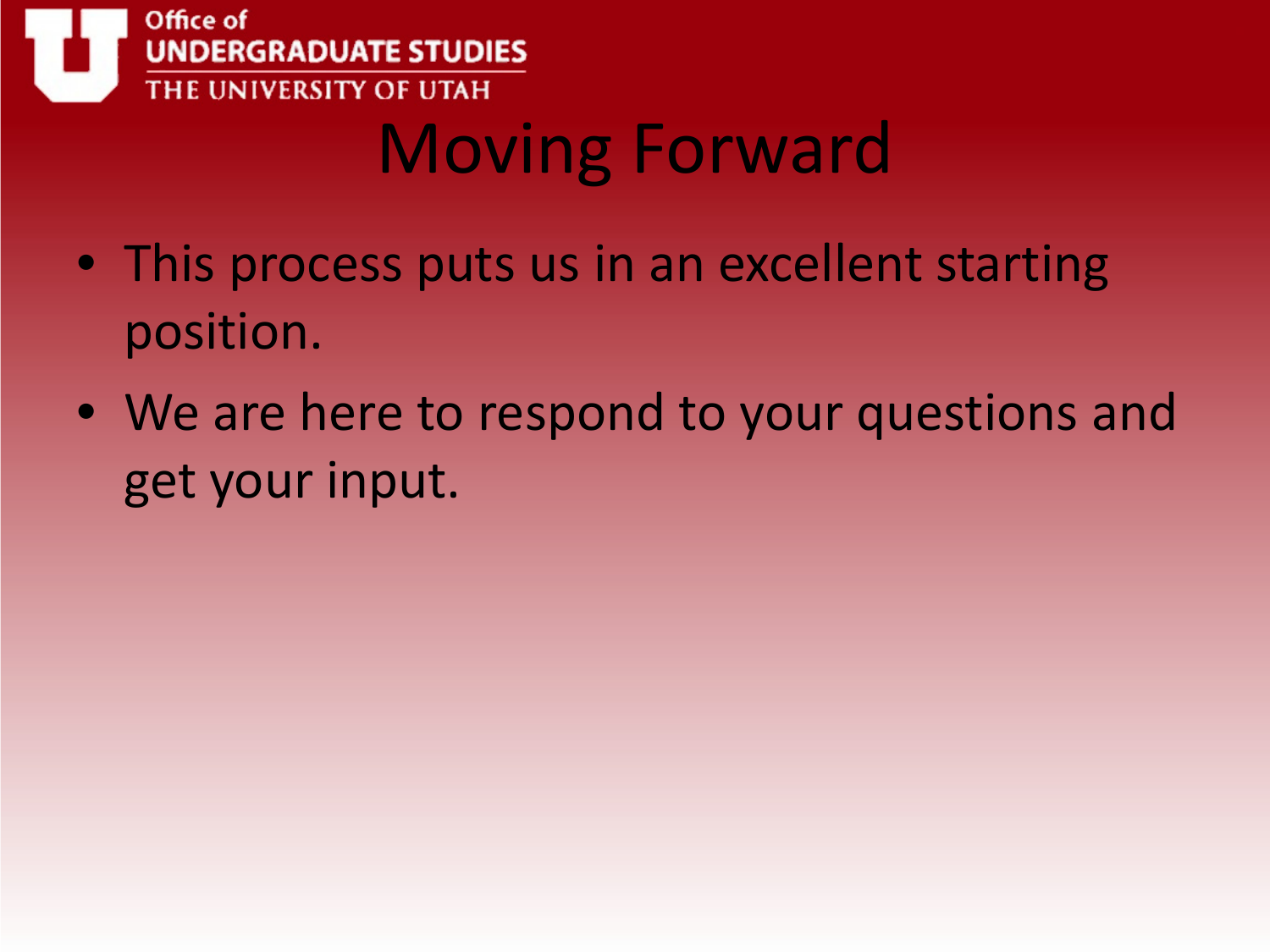Office of UNDERGRADUATE STUDIES THE UNIVERSITY OF UTAH

# Moving Forward

- This process puts us in an excellent starting position.
- We are here to respond to your questions and get your input.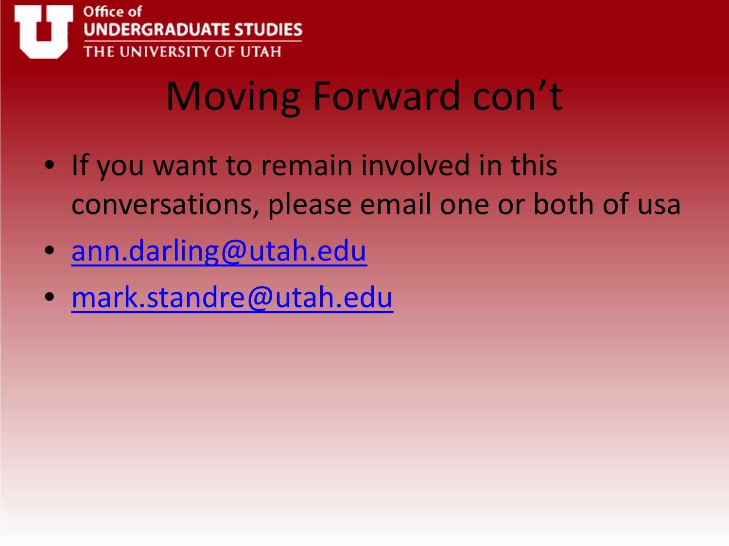# Moving Forward con't

- If you want to remain involved in this conversations, please email one or both of usa
- ann.darling@utah.edu
- mark.standre@utah.edu